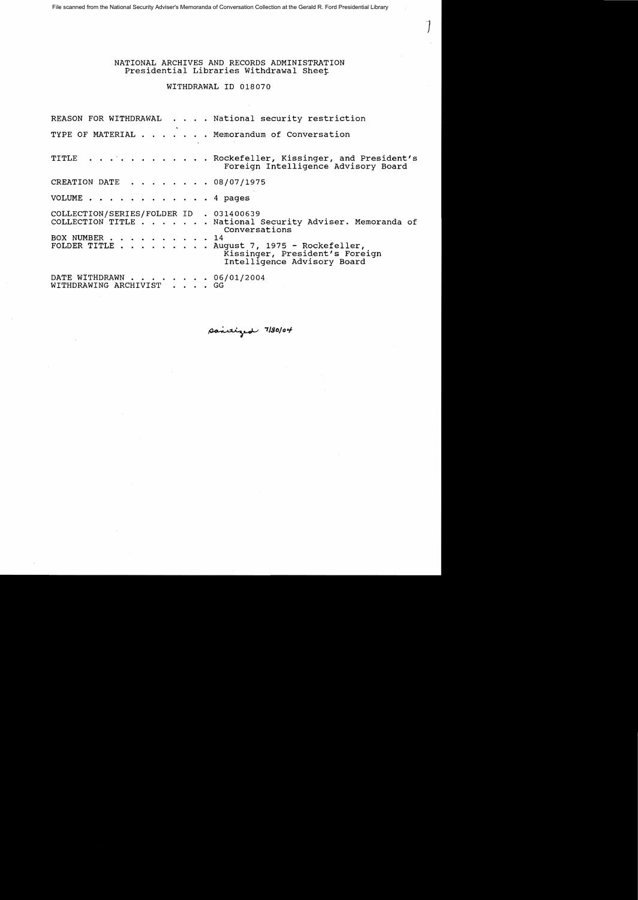File scanned from the National Security Adviser's Memoranda of Conversation Collection at the Gerald R. Ford Presidential Library

NATIONAL ARCHIVES AND RECORDS ADMINISTRATION
Presidential Libraries Withdrawal Sheet

WITHDRAWAL ID 018070

REASON FOR WITHDRAWAL . . . . National security restriction

TYPE OF MATERIAL . . . . . . . Memorandum of Conversation

TITLE . . . . . . . . . . . . Rockefeller, Kissinger, and President's Foreign Intelligence Advisory Board

CREATION DATE . . . . . . . . 08/07/1975

VOLUME . . . . . . . . . . . . 4 pages

COLLECTION/SERIES/FOLDER ID . 031400639
COLLECTION TITLE . . . . . . . National Security Adviser. Memoranda of Conversations
BOX NUMBER . . . . . . . . . . 14
FOLDER TITLE . . . . . . . . . August 7, 1975 - Rockefeller, Kissinger, President's Foreign Intelligence Advisory Board

DATE WITHDRAWN . . . . . . . . 06/01/2004
WITHDRAWING ARCHIVIST . . . . GG

sanitized 7/30/04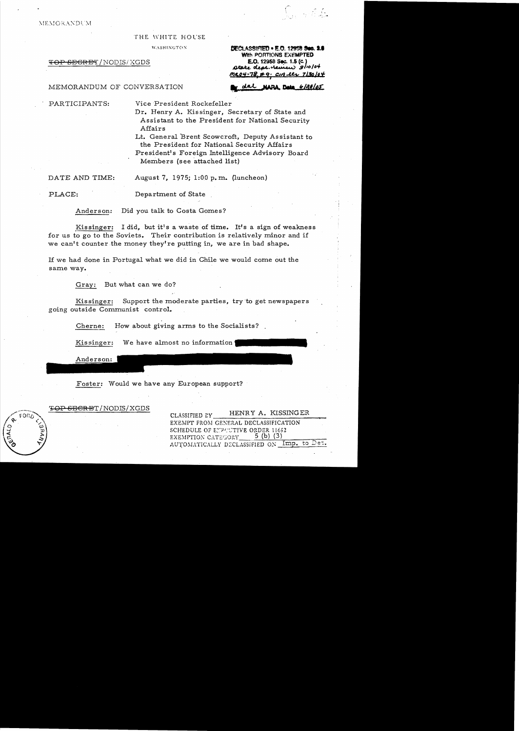MEMORANDUM

THE WHITE HOUSE

WASHINGTON

~~TOP SECRET~~/NODIS/XGDS

DECLASSIFIED • E.O. 12958 Sec. 3.6
With PORTIONS EXEMPTED
E.O. 12958 Sec. 1.5 (c)
state dept. review 9/10/04
MR04-78, #9; CIA ltr 7/30/04
By dal NARA, Date 6/28/05

MEMORANDUM OF CONVERSATION

PARTICIPANTS: Vice President Rockefeller

Dr. Henry A. Kissinger, Secretary of State and Assistant to the President for National Security Affairs

Lt. General Brent Scowcroft, Deputy Assistant to the President for National Security Affairs

President's Foreign Intelligence Advisory Board Members (see attached list)

DATE AND TIME: August 7, 1975; 1:00 p.m. (luncheon)

PLACE: Department of State

Anderson: Did you talk to Costa Gomes?

Kissinger: I did, but it's a waste of time. It's a sign of weakness for us to go to the Soviets. Their contribution is relatively minor and if we can't counter the money they're putting in, we are in bad shape.

If we had done in Portugal what we did in Chile we would come out the same way.

Gray: But what can we do?

Kissinger: Support the moderate parties, try to get newspapers going outside Communist control.

Cherne: How about giving arms to the Socialists?

Kissinger: We have almost no information [REDACTED]

Anderson: [REDACTED]

Foster: Would we have any European support?

~~TOP SECRET~~/NODIS/XGDS

CLASSIFIED BY HENRY A. KISSINGER
EXEMPT FROM GENERAL DECLASSIFICATION
SCHEDULE OF EXECUTIVE ORDER 11652
EXEMPTION CATEGORY 5 (b) (3)
AUTOMATICALLY DECLASSIFIED ON Imp. to Det.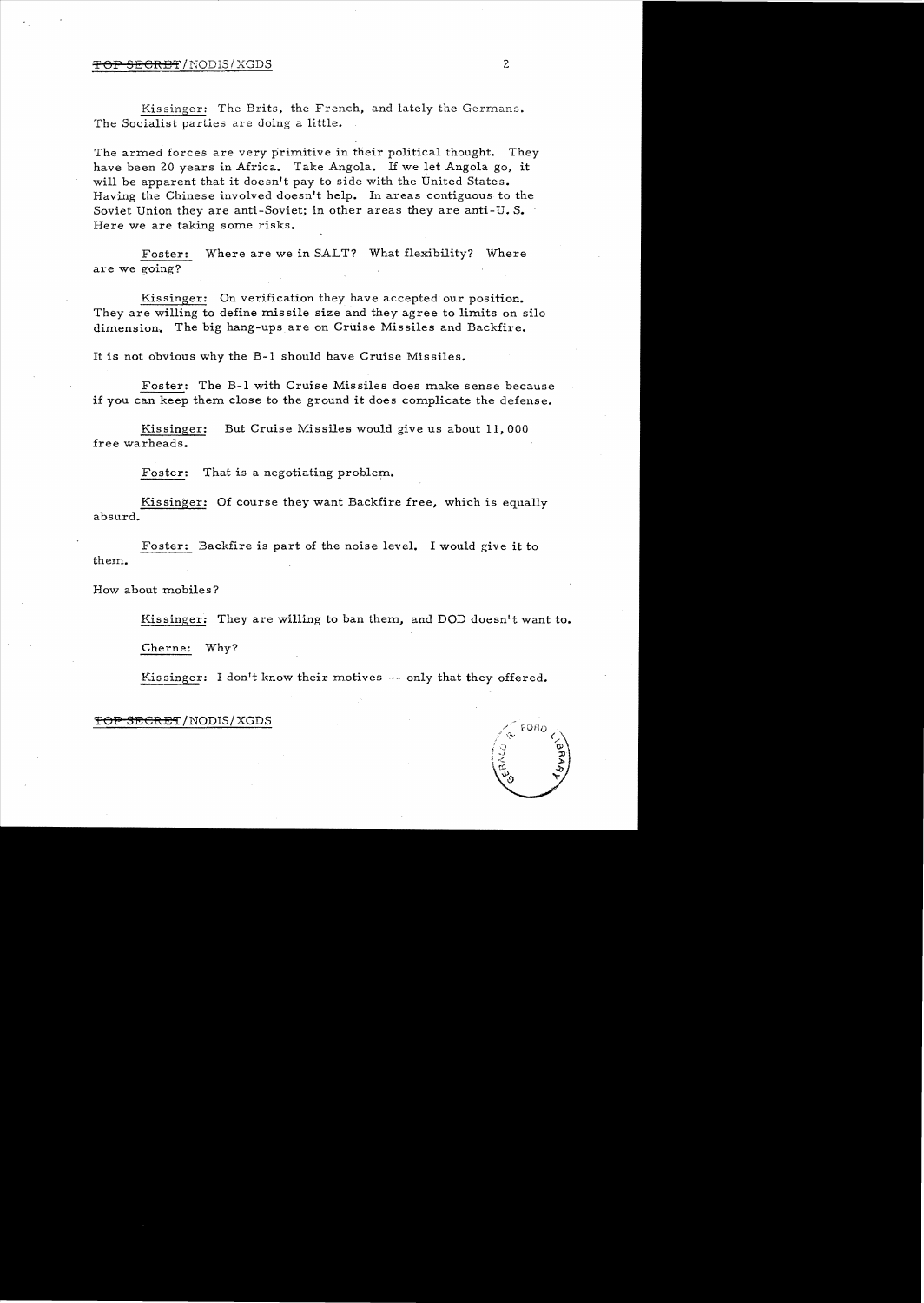Kissinger: The Brits, the French, and lately the Germans. The Socialist parties are doing a little.

The armed forces are very primitive in their political thought. They have been 20 years in Africa. Take Angola. If we let Angola go, it will be apparent that it doesn't pay to side with the United States. Having the Chinese involved doesn't help. In areas contiguous to the Soviet Union they are anti-Soviet; in other areas they are anti-U. S. Here we are taking some risks.

Foster: Where are we in SALT? What flexibility? Where are we going?

Kissinger: On verification they have accepted our position. They are willing to define missile size and they agree to limits on silo dimension. The big hang-ups are on Cruise Missiles and Backfire.

It is not obvious why the B-1 should have Cruise Missiles.

Foster: The B-1 with Cruise Missiles does make sense because if you can keep them close to the ground it does complicate the defense.

Kissinger: But Cruise Missiles would give us about 11,000 free warheads.

Foster: That is a negotiating problem.

Kissinger: Of course they want Backfire free, which is equally absurd.

Foster: Backfire is part of the noise level. I would give it to them.

How about mobiles?

Kissinger: They are willing to ban them, and DOD doesn't want to.

Cherne: Why?

Kissinger: I don't know their motives -- only that they offered.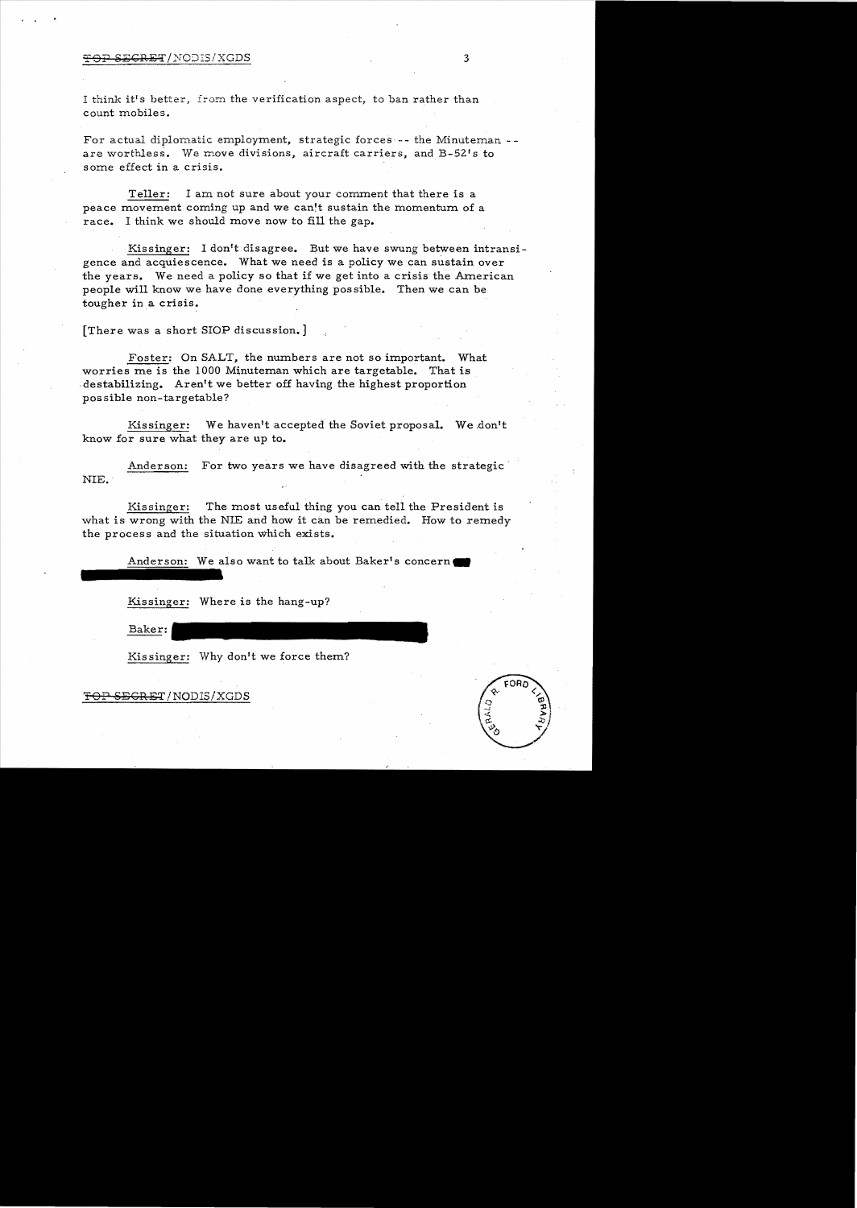I think it's better, from the verification aspect, to ban rather than count mobiles.

For actual diplomatic employment, strategic forces -- the Minuteman -- are worthless. We move divisions, aircraft carriers, and B-52's to some effect in a crisis.

Teller: I am not sure about your comment that there is a peace movement coming up and we can't sustain the momentum of a race. I think we should move now to fill the gap.

Kissinger: I don't disagree. But we have swung between intransigence and acquiescence. What we need is a policy we can sustain over the years. We need a policy so that if we get into a crisis the American people will know we have done everything possible. Then we can be tougher in a crisis.

[There was a short SIOP discussion.]

Foster: On SALT, the numbers are not so important. What worries me is the 1000 Minuteman which are targetable. That is destabilizing. Aren't we better off having the highest proportion possible non-targetable?

Kissinger: We haven't accepted the Soviet proposal. We don't know for sure what they are up to.

Anderson: For two years we have disagreed with the strategic NIE.

Kissinger: The most useful thing you can tell the President is what is wrong with the NIE and how it can be remedied. How to remedy the process and the situation which exists.

Anderson: We also want to talk about Baker's concern

Kissinger: Where is the hang-up?

Baker:

Kissinger: Why don't we force them?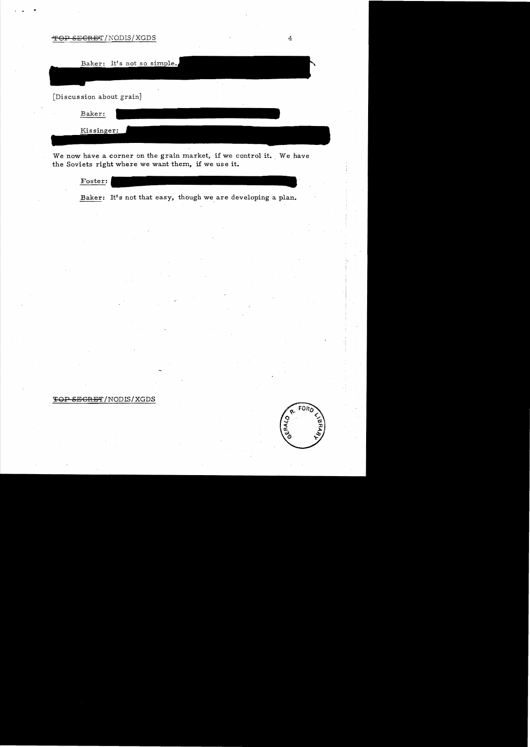Baker: It's not so simple.

[Discussion about grain]

Baker:

Kissinger:

We now have a corner on the grain market, if we control it. We have the Soviets right where we want them, if we use it.

Foster:

Baker: It's not that easy, though we are developing a plan.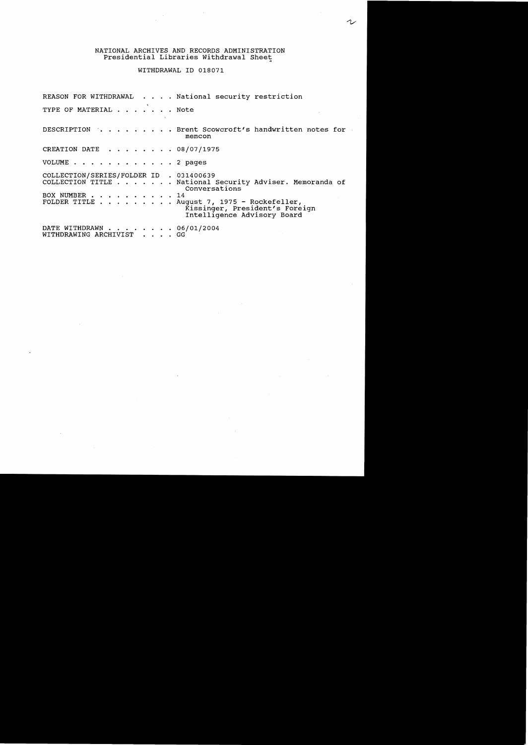NATIONAL ARCHIVES AND RECORDS ADMINISTRATION
Presidential Libraries Withdrawal Sheet

WITHDRAWAL ID 018071

REASON FOR WITHDRAWAL . . . . National security restriction

TYPE OF MATERIAL . . . . . . . Note

DESCRIPTION . . . . . . . . . Brent Scowcroft's handwritten notes for memcon

CREATION DATE . . . . . . . . 08/07/1975

VOLUME . . . . . . . . . . . . 2 pages

COLLECTION/SERIES/FOLDER ID . 031400639
COLLECTION TITLE . . . . . . . National Security Adviser. Memoranda of Conversations
BOX NUMBER . . . . . . . . . . 14
FOLDER TITLE . . . . . . . . . August 7, 1975 - Rockefeller, Kissinger, President's Foreign Intelligence Advisory Board

DATE WITHDRAWN . . . . . . . . 06/01/2004
WITHDRAWING ARCHIVIST . . . . GG